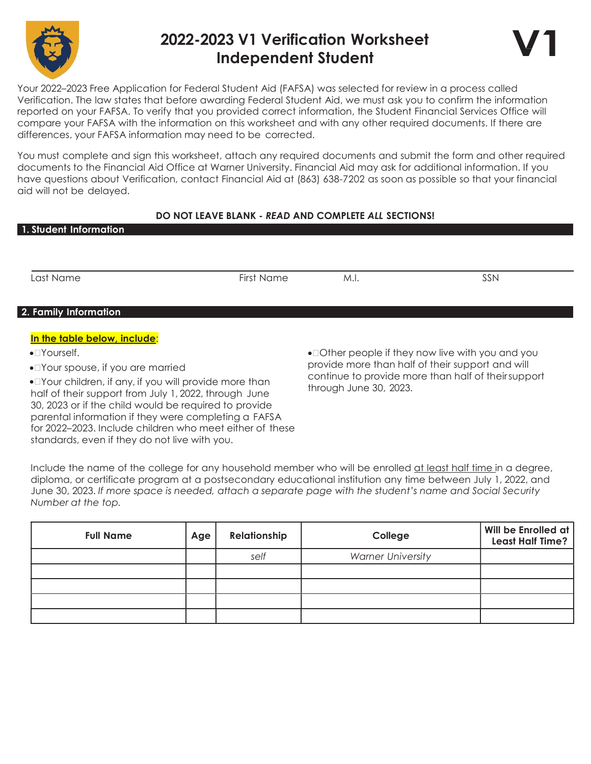# 2022-2023 V1 Verification Worksheet Independent Student

**V1**

Your 2022–2023 Free Application for Federal Student Aid (FAFSA) was selected for review in a process called Verification. The law states that before awarding Federal Student Aid, we must ask you to confirm the information reported on your FAFSA. To verify that you provided correct information, the Student Financial Services Office will compare your FAFSA with the information on this worksheet and with any other required documents. If there are differences, your FAFSA information may need to be corrected.

You must complete and sign this worksheet, attach any required documents and submit the form and other required documents to the Financial Aid Office at Warner University. Financial Aid may ask for additional information. If you have questions about Verification, contact Financial Aid at (863) 638-7202 as soon as possible so that your financial aid will not be delayed.

**DO NOT LEAVE BLANK - *READ* AND COMPLETE *ALL* SECTIONS!**

## 1. Student Information

| Last Name | First Name | M.I. | SSN |
|---|---|---|---|
| | | | |

## 2. Family Information

**In the table below, include:**

- Yourself.
- Your spouse, if you are married
- Your children, if any, if you will provide more than half of their support from July 1, 2022, through June 30, 2023 or if the child would be required to provide parental information if they were completing a FAFSA for 2022–2023. Include children who meet either of these standards, even if they do not live with you.
- Other people if they now live with you and you provide more than half of their support and will continue to provide more than half of their support through June 30, 2023.

Include the name of the college for any household member who will be enrolled at least half time in a degree, diploma, or certificate program at a postsecondary educational institution any time between July 1, 2022, and June 30, 2023. *If more space is needed, attach a separate page with the student's name and Social Security Number at the top.*

| Full Name | Age | Relationship | College | Will be Enrolled at Least Half Time? |
|---|---|---|---|---|
| | | *self* | *Warner University* | |
| | | | | |
| | | | | |
| | | | | |
| | | | | |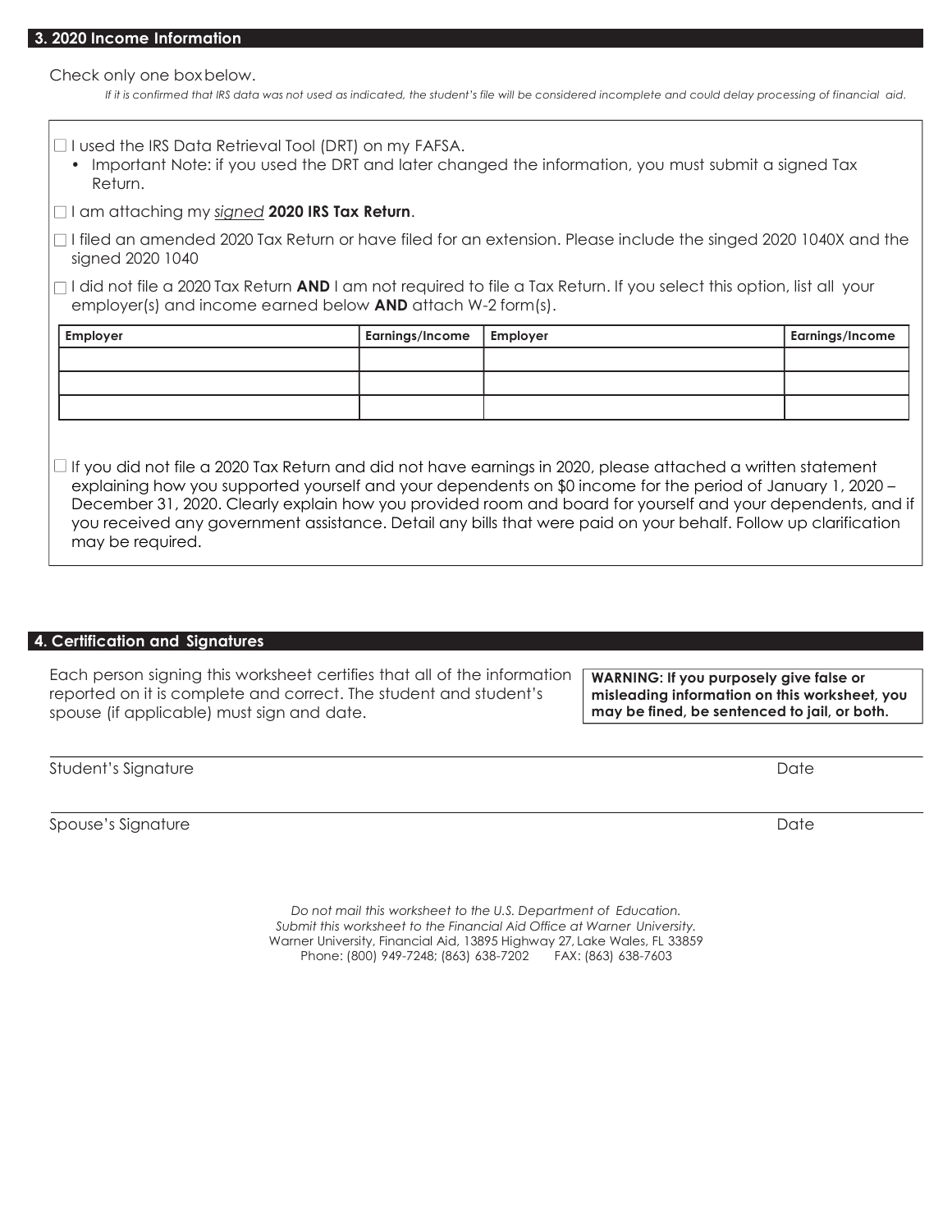## 3. 2020 Income Information

Check only one box below.

*If it is confirmed that IRS data was not used as indicated, the student's file will be considered incomplete and could delay processing of financial aid.*

☐ I used the IRS Data Retrieval Tool (DRT) on my FAFSA.

- Important Note: if you used the DRT and later changed the information, you must submit a signed Tax Return.

☐ I am attaching my *signed* **2020 IRS Tax Return**.

☐ I filed an amended 2020 Tax Return or have filed for an extension. Please include the singed 2020 1040X and the signed 2020 1040

☐ I did not file a 2020 Tax Return **AND** I am not required to file a Tax Return. If you select this option, list all your employer(s) and income earned below **AND** attach W-2 form(s).

| Employer | Earnings/Income | Employer | Earnings/Income |
|---|---|---|---|
| | | | |
| | | | |
| | | | |

☐ If you did not file a 2020 Tax Return and did not have earnings in 2020, please attached a written statement explaining how you supported yourself and your dependents on $0 income for the period of January 1, 2020 – December 31, 2020. Clearly explain how you provided room and board for yourself and your dependents, and if you received any government assistance. Detail any bills that were paid on your behalf. Follow up clarification may be required.

## 4. Certification and Signatures

Each person signing this worksheet certifies that all of the information reported on it is complete and correct. The student and student's spouse (if applicable) must sign and date.

**WARNING: If you purposely give false or misleading information on this worksheet, you may be fined, be sentenced to jail, or both.**

Student's Signature  Date

Spouse's Signature  Date

*Do not mail this worksheet to the U.S. Department of Education.*
*Submit this worksheet to the Financial Aid Office at Warner University.*
Warner University, Financial Aid, 13895 Highway 27, Lake Wales, FL 33859
Phone: (800) 949-7248; (863) 638-7202 FAX: (863) 638-7603